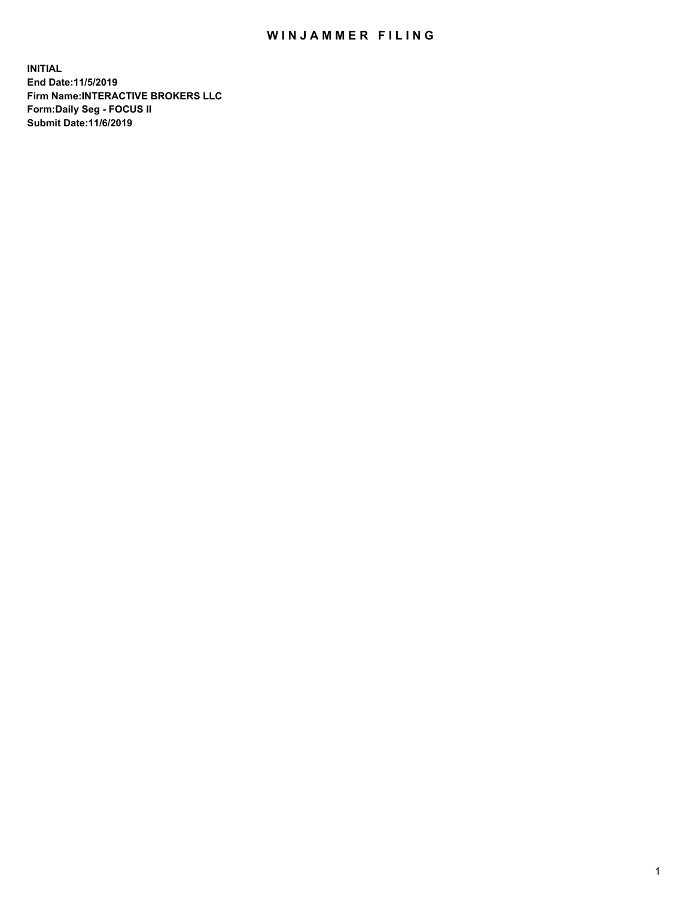# WINJAMMER FILING

**INITIAL**
**End Date:11/5/2019**
**Firm Name:INTERACTIVE BROKERS LLC**
**Form:Daily Seg - FOCUS II**
**Submit Date:11/6/2019**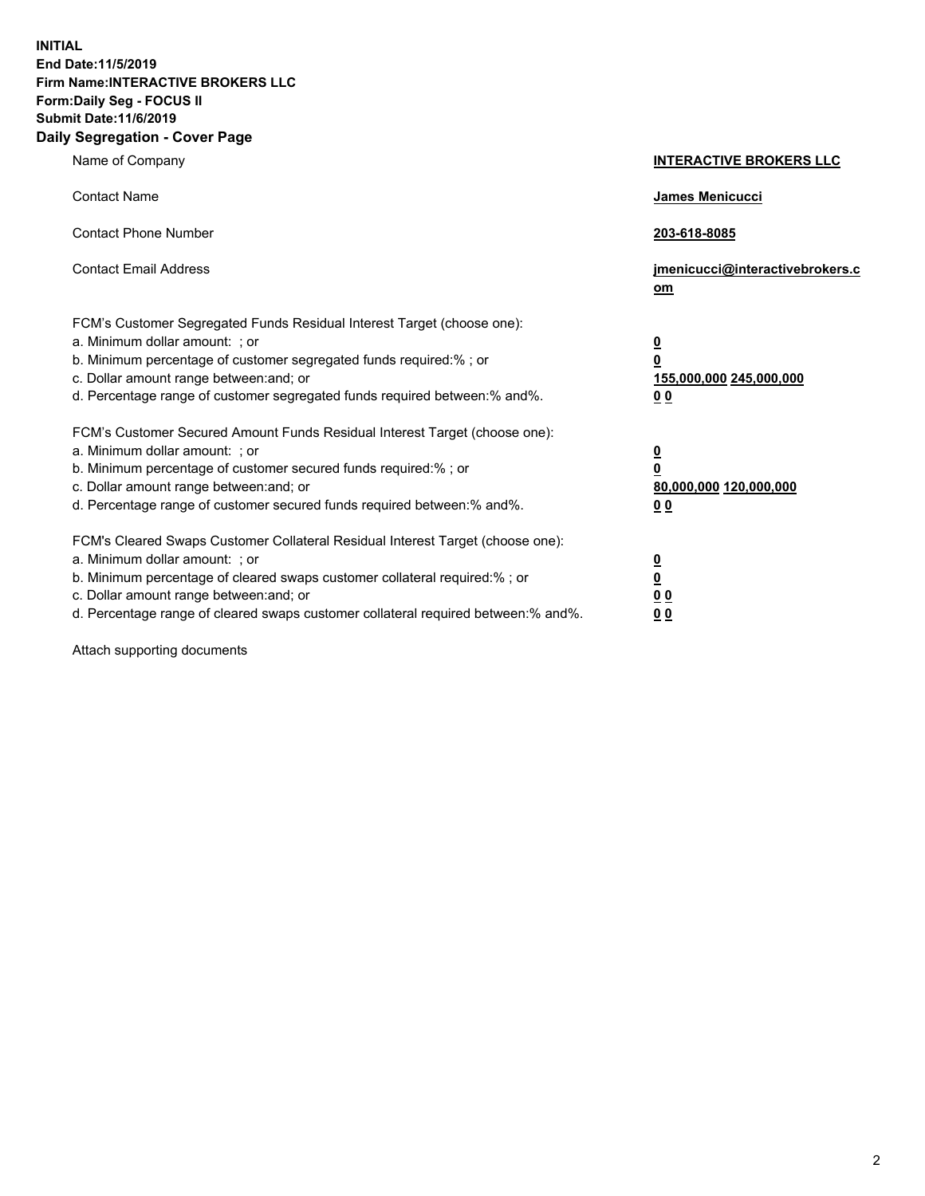**INITIAL**
**End Date:11/5/2019**
**Firm Name:INTERACTIVE BROKERS LLC**
**Form:Daily Seg - FOCUS II**
**Submit Date:11/6/2019**

## Daily Segregation - Cover Page

| | |
|---|---|
| Name of Company | **INTERACTIVE BROKERS LLC** |
| Contact Name | **James Menicucci** |
| Contact Phone Number | **203-618-8085** |
| Contact Email Address | **jmenicucci@interactivebrokers.com** |

| | |
|---|---|
| FCM's Customer Segregated Funds Residual Interest Target (choose one): | |
| a. Minimum dollar amount: ; or | **0** |
| b. Minimum percentage of customer segregated funds required:% ; or | **0** |
| c. Dollar amount range between:and; or | **155,000,000 245,000,000** |
| d. Percentage range of customer segregated funds required between:% and%. | **0 0** |
| FCM's Customer Secured Amount Funds Residual Interest Target (choose one): | |
| a. Minimum dollar amount: ; or | **0** |
| b. Minimum percentage of customer secured funds required:% ; or | **0** |
| c. Dollar amount range between:and; or | **80,000,000 120,000,000** |
| d. Percentage range of customer secured funds required between:% and%. | **0 0** |
| FCM's Cleared Swaps Customer Collateral Residual Interest Target (choose one): | |
| a. Minimum dollar amount: ; or | **0** |
| b. Minimum percentage of cleared swaps customer collateral required:% ; or | **0** |
| c. Dollar amount range between:and; or | **0 0** |
| d. Percentage range of cleared swaps customer collateral required between:% and%. | **0 0** |

Attach supporting documents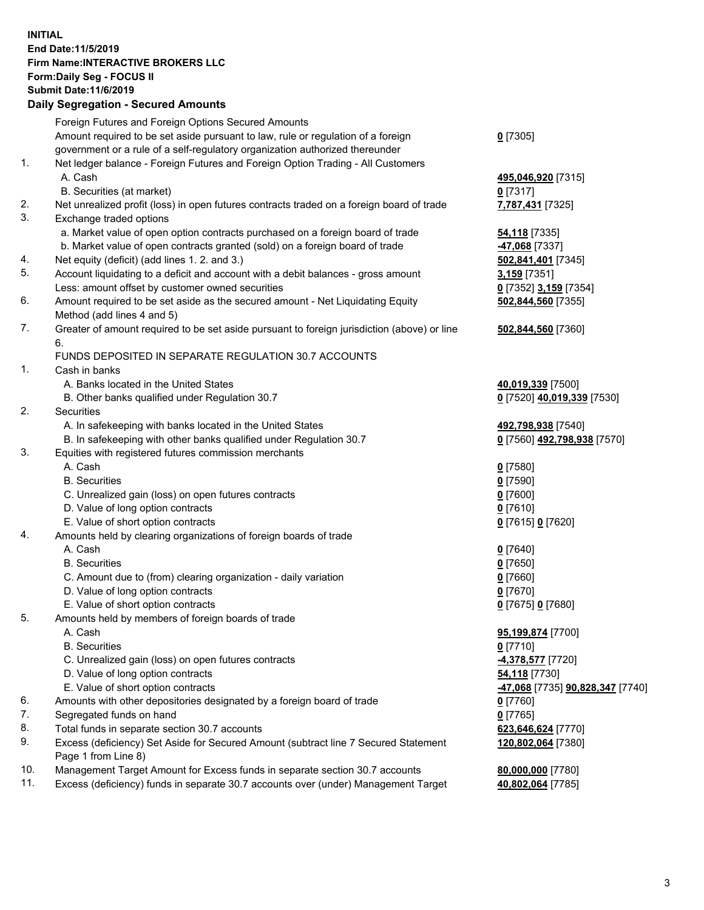**INITIAL**
**End Date:11/5/2019**
**Firm Name:INTERACTIVE BROKERS LLC**
**Form:Daily Seg - FOCUS II**
**Submit Date:11/6/2019**
**Daily Segregation - Secured Amounts**

| | | |
|---|---|---|
| | Foreign Futures and Foreign Options Secured Amounts | |
| | Amount required to be set aside pursuant to law, rule or regulation of a foreign government or a rule of a self-regulatory organization authorized thereunder | **0** [7305] |
| 1. | Net ledger balance - Foreign Futures and Foreign Option Trading - All Customers | |
| | A. Cash | **495,046,920** [7315] |
| | B. Securities (at market) | **0** [7317] |
| 2. | Net unrealized profit (loss) in open futures contracts traded on a foreign board of trade | **7,787,431** [7325] |
| 3. | Exchange traded options | |
| | a. Market value of open option contracts purchased on a foreign board of trade | **54,118** [7335] |
| | b. Market value of open contracts granted (sold) on a foreign board of trade | **-47,068** [7337] |
| 4. | Net equity (deficit) (add lines 1. 2. and 3.) | **502,841,401** [7345] |
| 5. | Account liquidating to a deficit and account with a debit balances - gross amount | **3,159** [7351] |
| | Less: amount offset by customer owned securities | **0** [7352] **3,159** [7354] |
| 6. | Amount required to be set aside as the secured amount - Net Liquidating Equity Method (add lines 4 and 5) | **502,844,560** [7355] |
| 7. | Greater of amount required to be set aside pursuant to foreign jurisdiction (above) or line 6. | **502,844,560** [7360] |
| | FUNDS DEPOSITED IN SEPARATE REGULATION 30.7 ACCOUNTS | |
| 1. | Cash in banks | |
| | A. Banks located in the United States | **40,019,339** [7500] |
| | B. Other banks qualified under Regulation 30.7 | **0** [7520] **40,019,339** [7530] |
| 2. | Securities | |
| | A. In safekeeping with banks located in the United States | **492,798,938** [7540] |
| | B. In safekeeping with other banks qualified under Regulation 30.7 | **0** [7560] **492,798,938** [7570] |
| 3. | Equities with registered futures commission merchants | |
| | A. Cash | **0** [7580] |
| | B. Securities | **0** [7590] |
| | C. Unrealized gain (loss) on open futures contracts | **0** [7600] |
| | D. Value of long option contracts | **0** [7610] |
| | E. Value of short option contracts | **0** [7615] **0** [7620] |
| 4. | Amounts held by clearing organizations of foreign boards of trade | |
| | A. Cash | **0** [7640] |
| | B. Securities | **0** [7650] |
| | C. Amount due to (from) clearing organization - daily variation | **0** [7660] |
| | D. Value of long option contracts | **0** [7670] |
| | E. Value of short option contracts | **0** [7675] **0** [7680] |
| 5. | Amounts held by members of foreign boards of trade | |
| | A. Cash | **95,199,874** [7700] |
| | B. Securities | **0** [7710] |
| | C. Unrealized gain (loss) on open futures contracts | **-4,378,577** [7720] |
| | D. Value of long option contracts | **54,118** [7730] |
| | E. Value of short option contracts | **-47,068** [7735] **90,828,347** [7740] |
| 6. | Amounts with other depositories designated by a foreign board of trade | **0** [7760] |
| 7. | Segregated funds on hand | **0** [7765] |
| 8. | Total funds in separate section 30.7 accounts | **623,646,624** [7770] |
| 9. | Excess (deficiency) Set Aside for Secured Amount (subtract line 7 Secured Statement Page 1 from Line 8) | **120,802,064** [7380] |
| 10. | Management Target Amount for Excess funds in separate section 30.7 accounts | **80,000,000** [7780] |
| 11. | Excess (deficiency) funds in separate 30.7 accounts over (under) Management Target | **40,802,064** [7785] |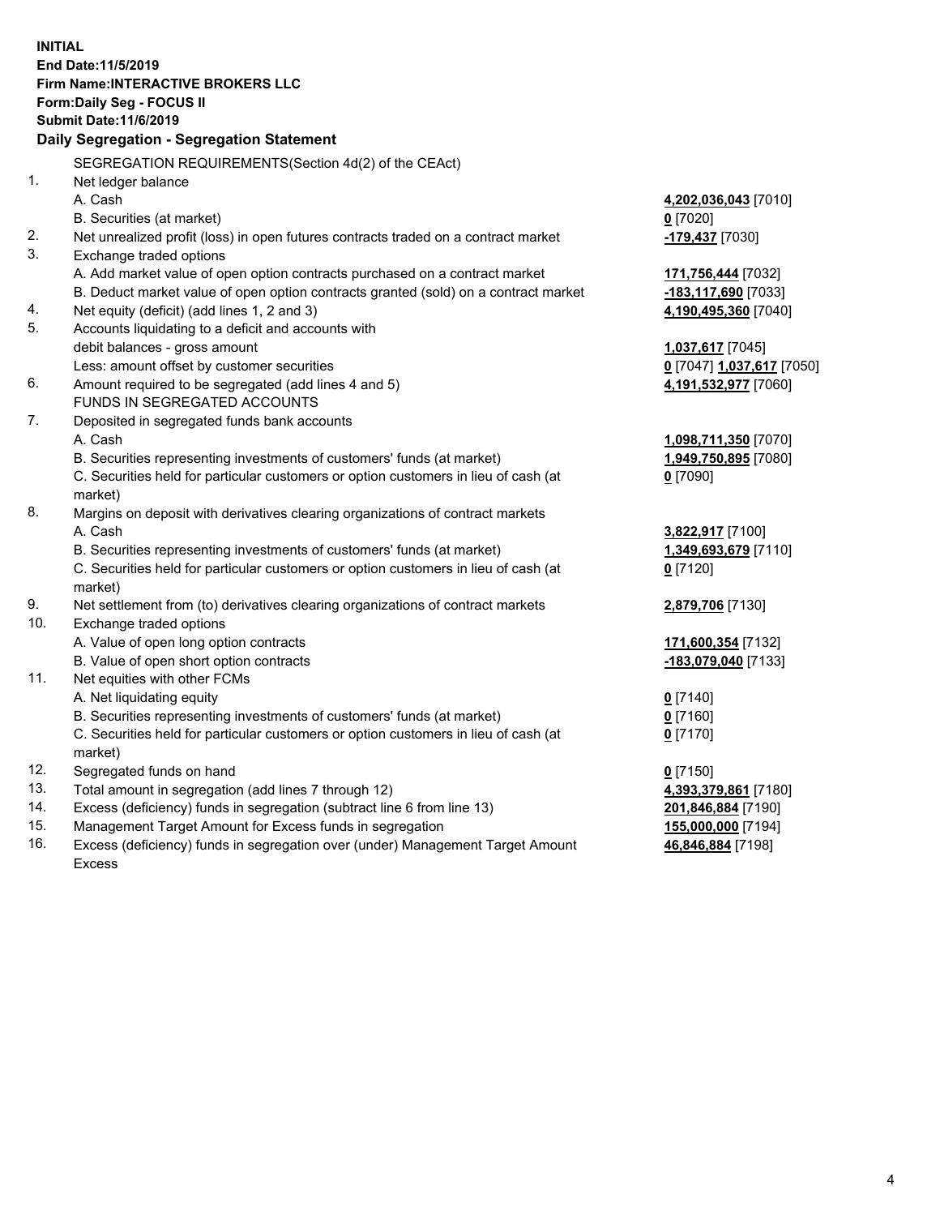**INITIAL**
**End Date:11/5/2019**
**Firm Name:INTERACTIVE BROKERS LLC**
**Form:Daily Seg - FOCUS II**
**Submit Date:11/6/2019**

**Daily Segregation - Segregation Statement**

| | | |
|---|---|---|
| | SEGREGATION REQUIREMENTS(Section 4d(2) of the CEAct) | |
| 1. | Net ledger balance | |
| | A. Cash | **4,202,036,043** [7010] |
| | B. Securities (at market) | **0** [7020] |
| 2. | Net unrealized profit (loss) in open futures contracts traded on a contract market | **-179,437** [7030] |
| 3. | Exchange traded options | |
| | A. Add market value of open option contracts purchased on a contract market | **171,756,444** [7032] |
| | B. Deduct market value of open option contracts granted (sold) on a contract market | **-183,117,690** [7033] |
| 4. | Net equity (deficit) (add lines 1, 2 and 3) | **4,190,495,360** [7040] |
| 5. | Accounts liquidating to a deficit and accounts with debit balances - gross amount | **1,037,617** [7045] |
| | Less: amount offset by customer securities | **0** [7047] **1,037,617** [7050] |
| 6. | Amount required to be segregated (add lines 4 and 5) | **4,191,532,977** [7060] |
| | FUNDS IN SEGREGATED ACCOUNTS | |
| 7. | Deposited in segregated funds bank accounts | |
| | A. Cash | **1,098,711,350** [7070] |
| | B. Securities representing investments of customers' funds (at market) | **1,949,750,895** [7080] |
| | C. Securities held for particular customers or option customers in lieu of cash (at market) | **0** [7090] |
| 8. | Margins on deposit with derivatives clearing organizations of contract markets | |
| | A. Cash | **3,822,917** [7100] |
| | B. Securities representing investments of customers' funds (at market) | **1,349,693,679** [7110] |
| | C. Securities held for particular customers or option customers in lieu of cash (at market) | **0** [7120] |
| 9. | Net settlement from (to) derivatives clearing organizations of contract markets | **2,879,706** [7130] |
| 10. | Exchange traded options | |
| | A. Value of open long option contracts | **171,600,354** [7132] |
| | B. Value of open short option contracts | **-183,079,040** [7133] |
| 11. | Net equities with other FCMs | |
| | A. Net liquidating equity | **0** [7140] |
| | B. Securities representing investments of customers' funds (at market) | **0** [7160] |
| | C. Securities held for particular customers or option customers in lieu of cash (at market) | **0** [7170] |
| 12. | Segregated funds on hand | **0** [7150] |
| 13. | Total amount in segregation (add lines 7 through 12) | **4,393,379,861** [7180] |
| 14. | Excess (deficiency) funds in segregation (subtract line 6 from line 13) | **201,846,884** [7190] |
| 15. | Management Target Amount for Excess funds in segregation | **155,000,000** [7194] |
| 16. | Excess (deficiency) funds in segregation over (under) Management Target Amount Excess | **46,846,884** [7198] |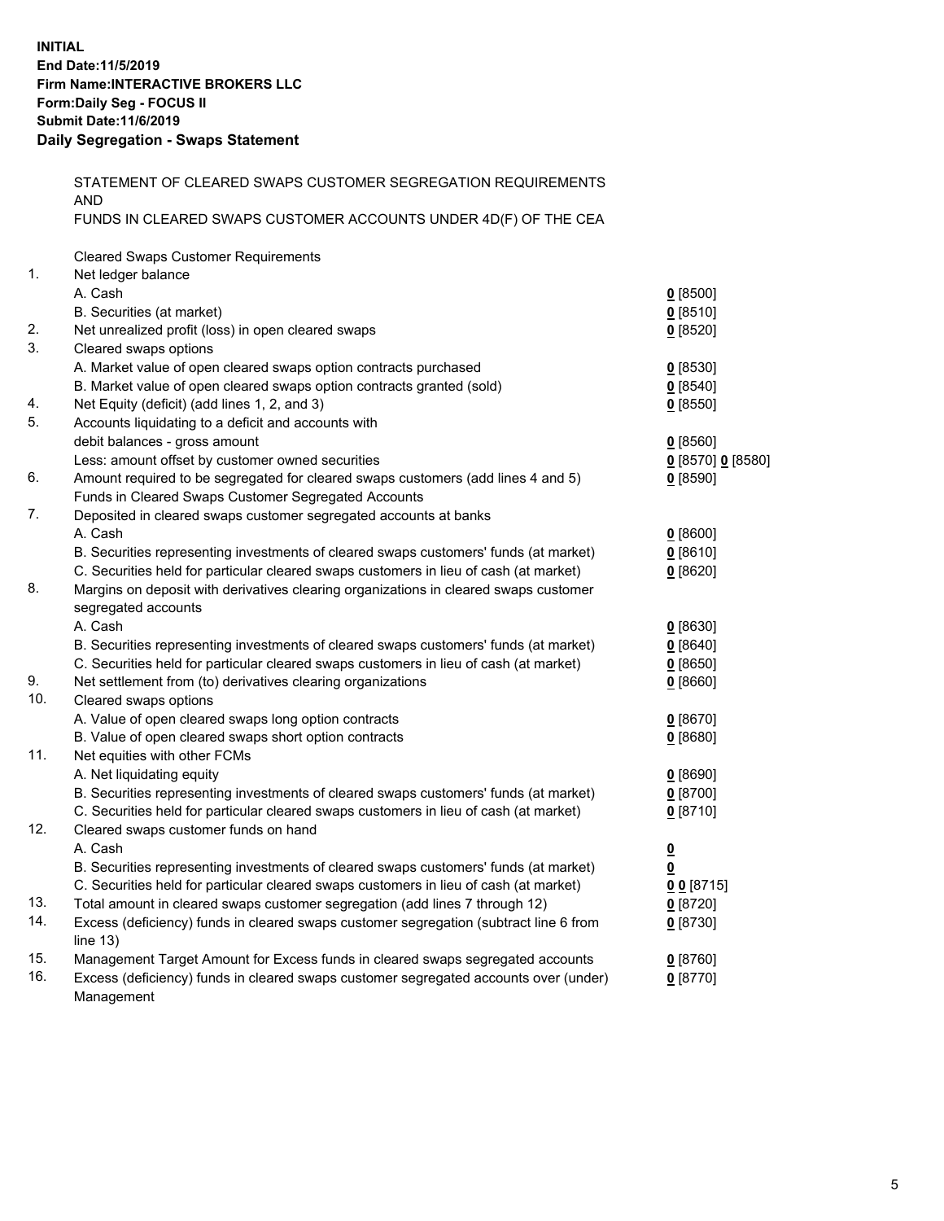**INITIAL**
**End Date:11/5/2019**
**Firm Name:INTERACTIVE BROKERS LLC**
**Form:Daily Seg - FOCUS II**
**Submit Date:11/6/2019**
**Daily Segregation - Swaps Statement**

STATEMENT OF CLEARED SWAPS CUSTOMER SEGREGATION REQUIREMENTS AND FUNDS IN CLEARED SWAPS CUSTOMER ACCOUNTS UNDER 4D(F) OF THE CEA

| | | |
|---|---|---|
| | Cleared Swaps Customer Requirements | |
| 1. | Net ledger balance | |
| | A. Cash | 0 [8500] |
| | B. Securities (at market) | 0 [8510] |
| 2. | Net unrealized profit (loss) in open cleared swaps | 0 [8520] |
| 3. | Cleared swaps options | |
| | A. Market value of open cleared swaps option contracts purchased | 0 [8530] |
| | B. Market value of open cleared swaps option contracts granted (sold) | 0 [8540] |
| 4. | Net Equity (deficit) (add lines 1, 2, and 3) | 0 [8550] |
| 5. | Accounts liquidating to a deficit and accounts with debit balances - gross amount | 0 [8560] |
| | Less: amount offset by customer owned securities | 0 [8570] 0 [8580] |
| 6. | Amount required to be segregated for cleared swaps customers (add lines 4 and 5) | 0 [8590] |
| | Funds in Cleared Swaps Customer Segregated Accounts | |
| 7. | Deposited in cleared swaps customer segregated accounts at banks | |
| | A. Cash | 0 [8600] |
| | B. Securities representing investments of cleared swaps customers' funds (at market) | 0 [8610] |
| | C. Securities held for particular cleared swaps customers in lieu of cash (at market) | 0 [8620] |
| 8. | Margins on deposit with derivatives clearing organizations in cleared swaps customer segregated accounts | |
| | A. Cash | 0 [8630] |
| | B. Securities representing investments of cleared swaps customers' funds (at market) | 0 [8640] |
| | C. Securities held for particular cleared swaps customers in lieu of cash (at market) | 0 [8650] |
| 9. | Net settlement from (to) derivatives clearing organizations | 0 [8660] |
| 10. | Cleared swaps options | |
| | A. Value of open cleared swaps long option contracts | 0 [8670] |
| | B. Value of open cleared swaps short option contracts | 0 [8680] |
| 11. | Net equities with other FCMs | |
| | A. Net liquidating equity | 0 [8690] |
| | B. Securities representing investments of cleared swaps customers' funds (at market) | 0 [8700] |
| | C. Securities held for particular cleared swaps customers in lieu of cash (at market) | 0 [8710] |
| 12. | Cleared swaps customer funds on hand | |
| | A. Cash | 0 |
| | B. Securities representing investments of cleared swaps customers' funds (at market) | 0 |
| | C. Securities held for particular cleared swaps customers in lieu of cash (at market) | 0 0 [8715] |
| 13. | Total amount in cleared swaps customer segregation (add lines 7 through 12) | 0 [8720] |
| 14. | Excess (deficiency) funds in cleared swaps customer segregation (subtract line 6 from line 13) | 0 [8730] |
| 15. | Management Target Amount for Excess funds in cleared swaps segregated accounts | 0 [8760] |
| 16. | Excess (deficiency) funds in cleared swaps customer segregated accounts over (under) Management | 0 [8770] |